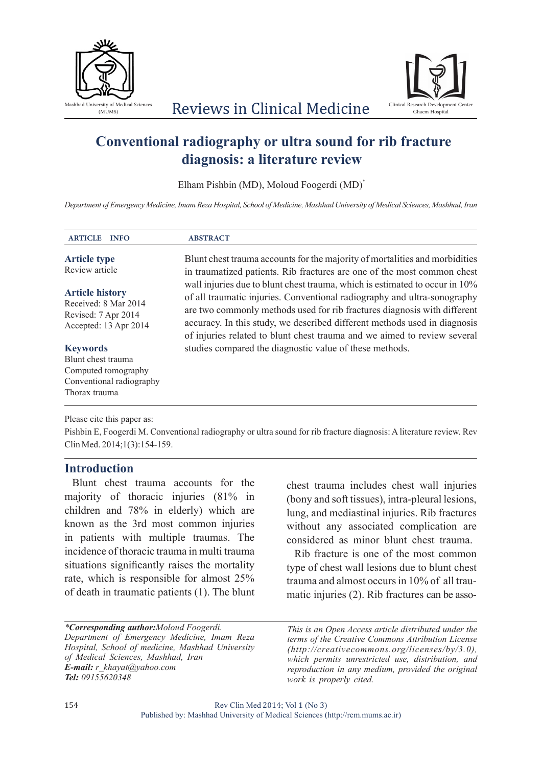# Conventional radiography or ultra sound for rib fracture diagnosis: a literature review

Elham Pishbin (MD), Moloud Foogerdi (MD)*

*Department of Emergency Medicine, Imam Reza Hospital, School of Medicine, Mashhad University of Medical Sciences, Mashhad, Iran*

**ARTICLE INFO**

**Article type**
Review article

**Article history**
Received: 8 Mar 2014
Revised: 7 Apr 2014
Accepted: 13 Apr 2014

**Keywords**
Blunt chest trauma
Computed tomography
Conventional radiography
Thorax trauma

**ABSTRACT**

Blunt chest trauma accounts for the majority of mortalities and morbidities in traumatized patients. Rib fractures are one of the most common chest wall injuries due to blunt chest trauma, which is estimated to occur in 10% of all traumatic injuries. Conventional radiography and ultra-sonography are two commonly methods used for rib fractures diagnosis with different accuracy. In this study, we described different methods used in diagnosis of injuries related to blunt chest trauma and we aimed to review several studies compared the diagnostic value of these methods.

Please cite this paper as:
Pishbin E, Foogerdi M. Conventional radiography or ultra sound for rib fracture diagnosis: A literature review. Rev Clin Med. 2014;1(3):154-159.

## Introduction

Blunt chest trauma accounts for the majority of thoracic injuries (81% in children and 78% in elderly) which are known as the 3rd most common injuries in patients with multiple traumas. The incidence of thoracic trauma in multi trauma situations significantly raises the mortality rate, which is responsible for almost 25% of death in traumatic patients (1). The blunt chest trauma includes chest wall injuries (bony and soft tissues), intra-pleural lesions, lung, and mediastinal injuries. Rib fractures without any associated complication are considered as minor blunt chest trauma.

Rib fracture is one of the most common type of chest wall lesions due to blunt chest trauma and almost occurs in 10% of all traumatic injuries (2). Rib fractures can be asso-

*\*Corresponding author:* Moloud Foogerdi.
*Department of Emergency Medicine, Imam Reza Hospital, School of medicine, Mashhad University of Medical Sciences, Mashhad, Iran*
***E-mail:*** *r_khayat@yahoo.com*
***Tel:*** *09155620348*

*This is an Open Access article distributed under the terms of the Creative Commons Attribution License (http://creativecommons.org/licenses/by/3.0), which permits unrestricted use, distribution, and reproduction in any medium, provided the original work is properly cited.*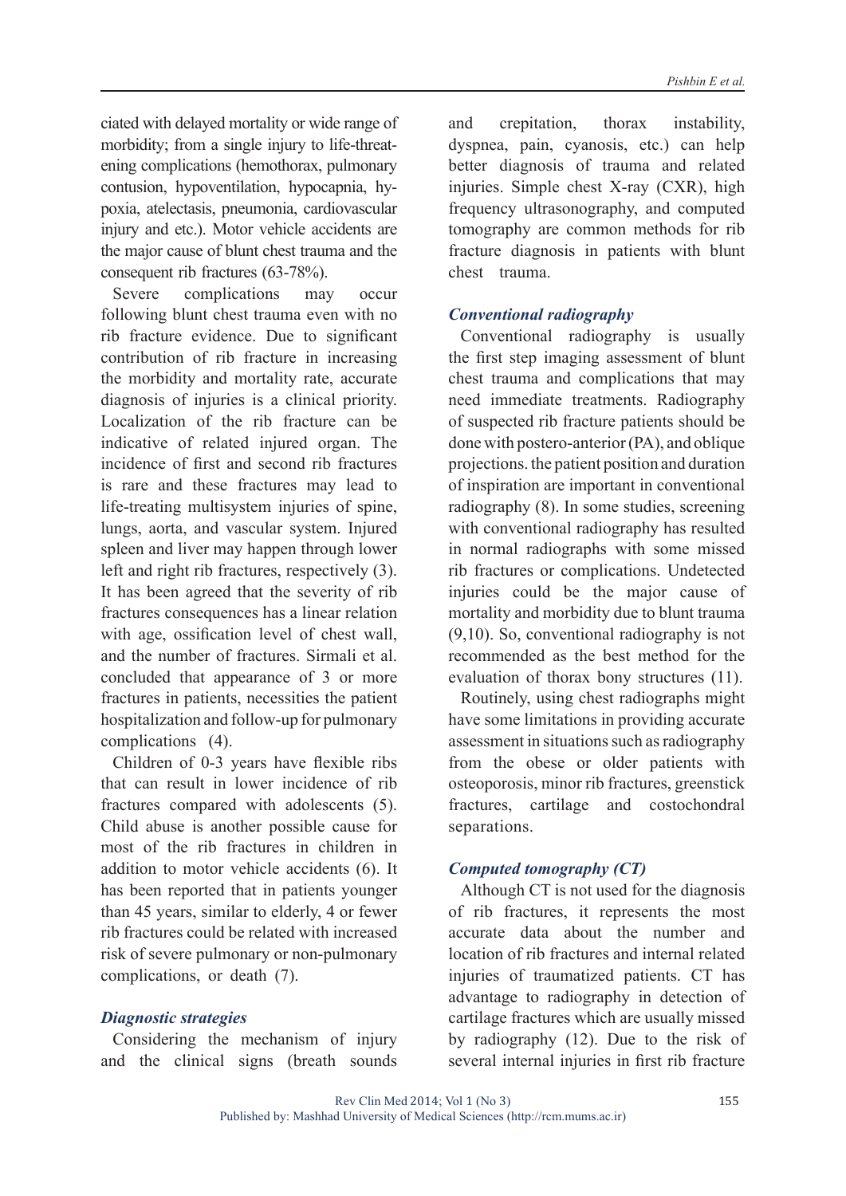ciated with delayed mortality or wide range of morbidity; from a single injury to life-threatening complications (hemothorax, pulmonary contusion, hypoventilation, hypocapnia, hypoxia, atelectasis, pneumonia, cardiovascular injury and etc.). Motor vehicle accidents are the major cause of blunt chest trauma and the consequent rib fractures (63-78%).

Severe complications may occur following blunt chest trauma even with no rib fracture evidence. Due to significant contribution of rib fracture in increasing the morbidity and mortality rate, accurate diagnosis of injuries is a clinical priority. Localization of the rib fracture can be indicative of related injured organ. The incidence of first and second rib fractures is rare and these fractures may lead to life-treating multisystem injuries of spine, lungs, aorta, and vascular system. Injured spleen and liver may happen through lower left and right rib fractures, respectively (3). It has been agreed that the severity of rib fractures consequences has a linear relation with age, ossification level of chest wall, and the number of fractures. Sirmali et al. concluded that appearance of 3 or more fractures in patients, necessities the patient hospitalization and follow-up for pulmonary complications (4).

Children of 0-3 years have flexible ribs that can result in lower incidence of rib fractures compared with adolescents (5). Child abuse is another possible cause for most of the rib fractures in children in addition to motor vehicle accidents (6). It has been reported that in patients younger than 45 years, similar to elderly, 4 or fewer rib fractures could be related with increased risk of severe pulmonary or non-pulmonary complications, or death (7).

### *Diagnostic strategies*

Considering the mechanism of injury and the clinical signs (breath sounds and crepitation, thorax instability, dyspnea, pain, cyanosis, etc.) can help better diagnosis of trauma and related injuries. Simple chest X-ray (CXR), high frequency ultrasonography, and computed tomography are common methods for rib fracture diagnosis in patients with blunt chest trauma.

### *Conventional radiography*

Conventional radiography is usually the first step imaging assessment of blunt chest trauma and complications that may need immediate treatments. Radiography of suspected rib fracture patients should be done with postero-anterior (PA), and oblique projections. the patient position and duration of inspiration are important in conventional radiography (8). In some studies, screening with conventional radiography has resulted in normal radiographs with some missed rib fractures or complications. Undetected injuries could be the major cause of mortality and morbidity due to blunt trauma (9,10). So, conventional radiography is not recommended as the best method for the evaluation of thorax bony structures (11).

Routinely, using chest radiographs might have some limitations in providing accurate assessment in situations such as radiography from the obese or older patients with osteoporosis, minor rib fractures, greenstick fractures, cartilage and costochondral separations.

### *Computed tomography (CT)*

Although CT is not used for the diagnosis of rib fractures, it represents the most accurate data about the number and location of rib fractures and internal related injuries of traumatized patients. CT has advantage to radiography in detection of cartilage fractures which are usually missed by radiography (12). Due to the risk of several internal injuries in first rib fracture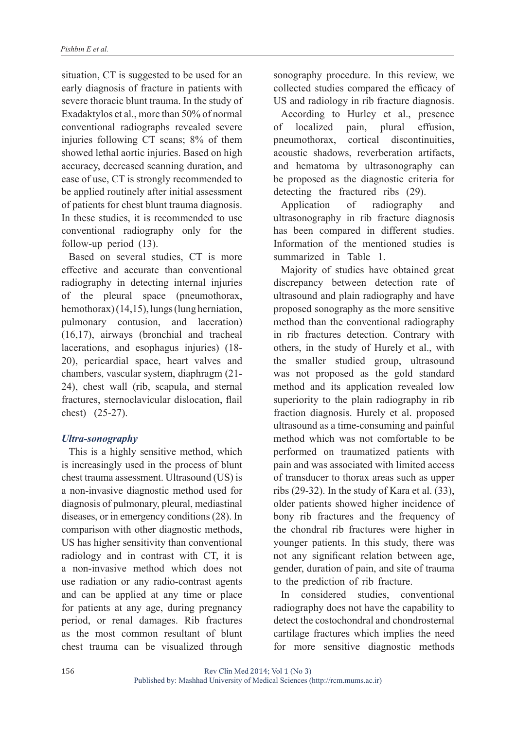situation, CT is suggested to be used for an early diagnosis of fracture in patients with severe thoracic blunt trauma. In the study of Exadaktylos et al., more than 50% of normal conventional radiographs revealed severe injuries following CT scans; 8% of them showed lethal aortic injuries. Based on high accuracy, decreased scanning duration, and ease of use, CT is strongly recommended to be applied routinely after initial assessment of patients for chest blunt trauma diagnosis. In these studies, it is recommended to use conventional radiography only for the follow-up period (13).

Based on several studies, CT is more effective and accurate than conventional radiography in detecting internal injuries of the pleural space (pneumothorax, hemothorax) (14,15), lungs (lung herniation, pulmonary contusion, and laceration) (16,17), airways (bronchial and tracheal lacerations, and esophagus injuries) (18-20), pericardial space, heart valves and chambers, vascular system, diaphragm (21-24), chest wall (rib, scapula, and sternal fractures, sternoclavicular dislocation, flail chest) (25-27).

### *Ultra-sonography*

This is a highly sensitive method, which is increasingly used in the process of blunt chest trauma assessment. Ultrasound (US) is a non-invasive diagnostic method used for diagnosis of pulmonary, pleural, mediastinal diseases, or in emergency conditions (28). In comparison with other diagnostic methods, US has higher sensitivity than conventional radiology and in contrast with CT, it is a non-invasive method which does not use radiation or any radio-contrast agents and can be applied at any time or place for patients at any age, during pregnancy period, or renal damages. Rib fractures as the most common resultant of blunt chest trauma can be visualized through sonography procedure. In this review, we collected studies compared the efficacy of US and radiology in rib fracture diagnosis.

According to Hurley et al., presence of localized pain, plural effusion, pneumothorax, cortical discontinuities, acoustic shadows, reverberation artifacts, and hematoma by ultrasonography can be proposed as the diagnostic criteria for detecting the fractured ribs (29).

Application of radiography and ultrasonography in rib fracture diagnosis has been compared in different studies. Information of the mentioned studies is summarized in Table 1.

Majority of studies have obtained great discrepancy between detection rate of ultrasound and plain radiography and have proposed sonography as the more sensitive method than the conventional radiography in rib fractures detection. Contrary with others, in the study of Hurely et al., with the smaller studied group, ultrasound was not proposed as the gold standard method and its application revealed low superiority to the plain radiography in rib fraction diagnosis. Hurely et al. proposed ultrasound as a time-consuming and painful method which was not comfortable to be performed on traumatized patients with pain and was associated with limited access of transducer to thorax areas such as upper ribs (29-32). In the study of Kara et al. (33), older patients showed higher incidence of bony rib fractures and the frequency of the chondral rib fractures were higher in younger patients. In this study, there was not any significant relation between age, gender, duration of pain, and site of trauma to the prediction of rib fracture.

In considered studies, conventional radiography does not have the capability to detect the costochondral and chondrosternal cartilage fractures which implies the need for more sensitive diagnostic methods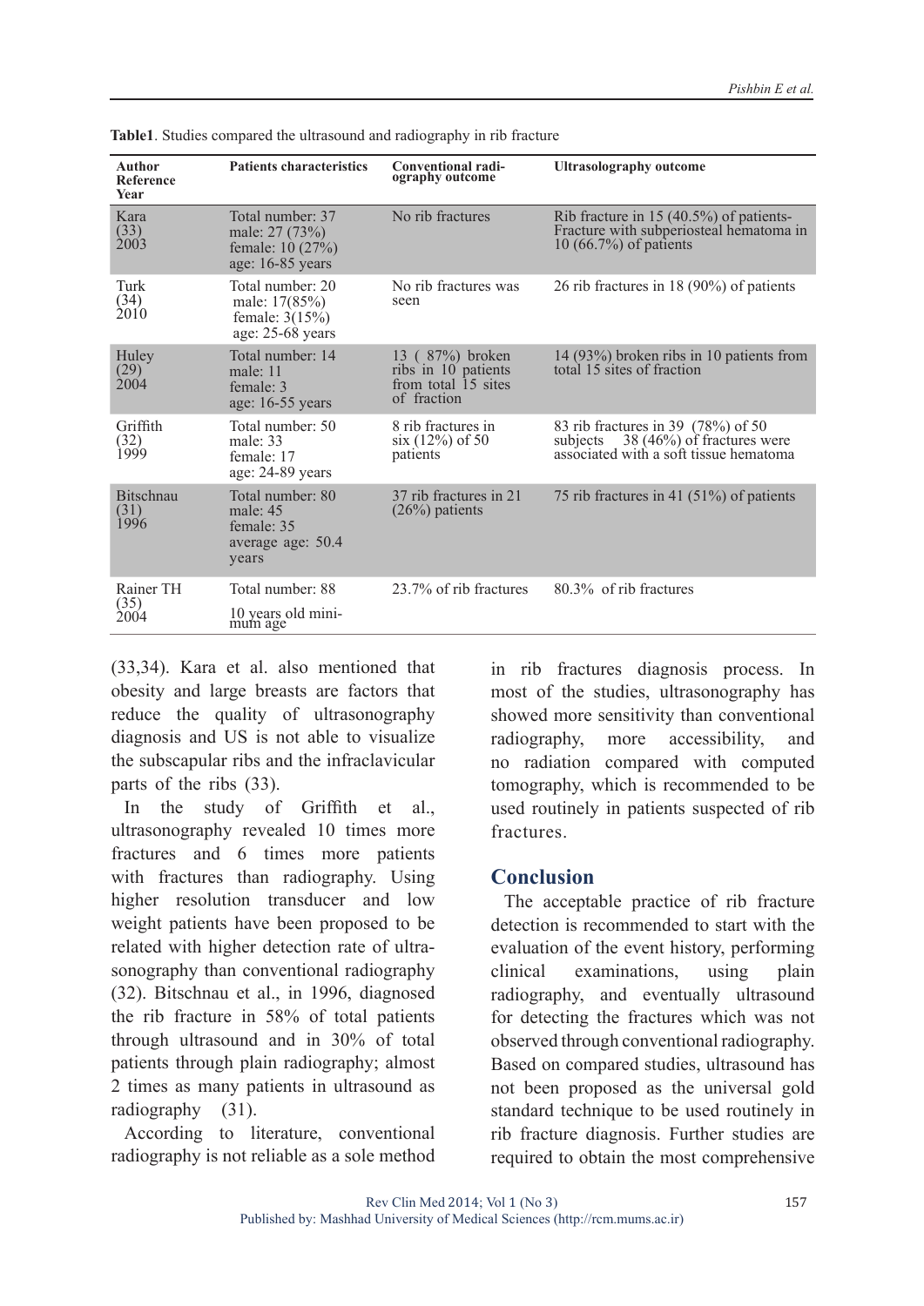**Table1**. Studies compared the ultrasound and radiography in rib fracture

| Author Reference Year | Patients characteristics | Conventional radiography outcome | Ultrasolography outcome |
|---|---|---|---|
| Kara (33) 2003 | Total number: 37<br>male: 27 (73%)<br>female: 10 (27%)<br>age: 16-85 years | No rib fractures | Rib fracture in 15 (40.5%) of patients-Fracture with subperiosteal hematoma in 10 (66.7%) of patients |
| Turk (34) 2010 | Total number: 20<br>male: 17(85%)<br>female: 3(15%)<br>age: 25-68 years | No rib fractures was seen | 26 rib fractures in 18 (90%) of patients |
| Huley (29) 2004 | Total number: 14<br>male: 11<br>female: 3<br>age: 16-55 years | 13 ( 87%) broken ribs in 10 patients from total 15 sites of fraction | 14 (93%) broken ribs in 10 patients from total 15 sites of fraction |
| Griffith (32) 1999 | Total number: 50<br>male: 33<br>female: 17<br>age: 24-89 years | 8 rib fractures in six (12%) of 50 patients | 83 rib fractures in 39 (78%) of 50 subjects 38 (46%) of fractures were associated with a soft tissue hematoma |
| Bitschnau (31) 1996 | Total number: 80<br>male: 45<br>female: 35<br>average age: 50.4 years | 37 rib fractures in 21 (26%) patients | 75 rib fractures in 41 (51%) of patients |
| Rainer TH (35) 2004 | Total number: 88<br>10 years old minimum age | 23.7% of rib fractures | 80.3% of rib fractures |

(33,34). Kara et al. also mentioned that obesity and large breasts are factors that reduce the quality of ultrasonography diagnosis and US is not able to visualize the subscapular ribs and the infraclavicular parts of the ribs (33).

In the study of Griffith et al., ultrasonography revealed 10 times more fractures and 6 times more patients with fractures than radiography. Using higher resolution transducer and low weight patients have been proposed to be related with higher detection rate of ultrasonography than conventional radiography (32). Bitschnau et al., in 1996, diagnosed the rib fracture in 58% of total patients through ultrasound and in 30% of total patients through plain radiography; almost 2 times as many patients in ultrasound as radiography (31).

According to literature, conventional radiography is not reliable as a sole method in rib fractures diagnosis process. In most of the studies, ultrasonography has showed more sensitivity than conventional radiography, more accessibility, and no radiation compared with computed tomography, which is recommended to be used routinely in patients suspected of rib fractures.

## Conclusion

The acceptable practice of rib fracture detection is recommended to start with the evaluation of the event history, performing clinical examinations, using plain radiography, and eventually ultrasound for detecting the fractures which was not observed through conventional radiography. Based on compared studies, ultrasound has not been proposed as the universal gold standard technique to be used routinely in rib fracture diagnosis. Further studies are required to obtain the most comprehensive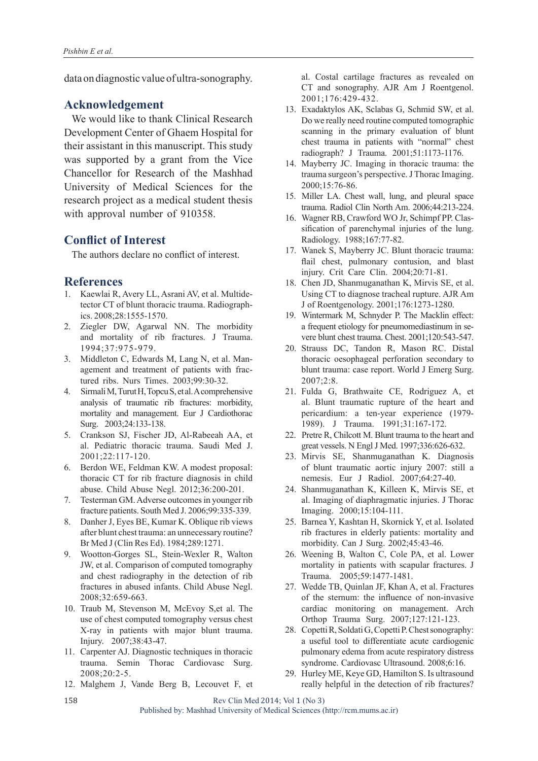data on diagnostic value of ultra-sonography.

## Acknowledgement

We would like to thank Clinical Research Development Center of Ghaem Hospital for their assistant in this manuscript. This study was supported by a grant from the Vice Chancellor for Research of the Mashhad University of Medical Sciences for the research project as a medical student thesis with approval number of 910358.

## Conflict of Interest

The authors declare no conflict of interest.

## References

1. Kaewlai R, Avery LL, Asrani AV, et al. Multidetector CT of blunt thoracic trauma. Radiographics. 2008;28:1555-1570.
2. Ziegler DW, Agarwal NN. The morbidity and mortality of rib fractures. J Trauma. 1994;37:975-979.
3. Middleton C, Edwards M, Lang N, et al. Management and treatment of patients with fractured ribs. Nurs Times. 2003;99:30-32.
4. Sirmali M, Turut H, Topcu S, et al. A comprehensive analysis of traumatic rib fractures: morbidity, mortality and management. Eur J Cardiothorac Surg. 2003;24:133-138.
5. Crankson SJ, Fischer JD, Al-Rabeeah AA, et al. Pediatric thoracic trauma. Saudi Med J. 2001;22:117-120.
6. Berdon WE, Feldman KW. A modest proposal: thoracic CT for rib fracture diagnosis in child abuse. Child Abuse Negl. 2012;36:200-201.
7. Testerman GM. Adverse outcomes in younger rib fracture patients. South Med J. 2006;99:335-339.
8. Danher J, Eyes BE, Kumar K. Oblique rib views after blunt chest trauma: an unnecessary routine? Br Med J (Clin Res Ed). 1984;289:1271.
9. Wootton-Gorges SL, Stein-Wexler R, Walton JW, et al. Comparison of computed tomography and chest radiography in the detection of rib fractures in abused infants. Child Abuse Negl. 2008;32:659-663.
10. Traub M, Stevenson M, McEvoy S,et al. The use of chest computed tomography versus chest X-ray in patients with major blunt trauma. Injury. 2007;38:43-47.
11. Carpenter AJ. Diagnostic techniques in thoracic trauma. Semin Thorac Cardiovasc Surg. 2008;20:2-5.
12. Malghem J, Vande Berg B, Lecouvet F, et al. Costal cartilage fractures as revealed on CT and sonography. AJR Am J Roentgenol. 2001;176:429-432.
13. Exadaktylos AK, Sclabas G, Schmid SW, et al. Do we really need routine computed tomographic scanning in the primary evaluation of blunt chest trauma in patients with "normal" chest radiograph? J Trauma. 2001;51:1173-1176.
14. Mayberry JC. Imaging in thoracic trauma: the trauma surgeon's perspective. J Thorac Imaging. 2000;15:76-86.
15. Miller LA. Chest wall, lung, and pleural space trauma. Radiol Clin North Am. 2006;44:213-224.
16. Wagner RB, Crawford WO Jr, Schimpf PP. Classification of parenchymal injuries of the lung. Radiology. 1988;167:77-82.
17. Wanek S, Mayberry JC. Blunt thoracic trauma: flail chest, pulmonary contusion, and blast injury. Crit Care Clin. 2004;20:71-81.
18. Chen JD, Shanmuganathan K, Mirvis SE, et al. Using CT to diagnose tracheal rupture. AJR Am J of Roentgenology. 2001;176:1273-1280.
19. Wintermark M, Schnyder P. The Macklin effect: a frequent etiology for pneumomediastinum in severe blunt chest trauma. Chest. 2001;120:543-547.
20. Strauss DC, Tandon R, Mason RC. Distal thoracic oesophageal perforation secondary to blunt trauma: case report. World J Emerg Surg. 2007;2:8.
21. Fulda G, Brathwaite CE, Rodriguez A, et al. Blunt traumatic rupture of the heart and pericardium: a ten-year experience (1979-1989). J Trauma. 1991;31:167-172.
22. Pretre R, Chilcott M. Blunt trauma to the heart and great vessels. N Engl J Med. 1997;336:626-632.
23. Mirvis SE, Shanmuganathan K. Diagnosis of blunt traumatic aortic injury 2007: still a nemesis. Eur J Radiol. 2007;64:27-40.
24. Shanmuganathan K, Killeen K, Mirvis SE, et al. Imaging of diaphragmatic injuries. J Thorac Imaging. 2000;15:104-111.
25. Barnea Y, Kashtan H, Skornick Y, et al. Isolated rib fractures in elderly patients: mortality and morbidity. Can J Surg. 2002;45:43-46.
26. Weening B, Walton C, Cole PA, et al. Lower mortality in patients with scapular fractures. J Trauma. 2005;59:1477-1481.
27. Wedde TB, Quinlan JF, Khan A, et al. Fractures of the sternum: the influence of non-invasive cardiac monitoring on management. Arch Orthop Trauma Surg. 2007;127:121-123.
28. Copetti R, Soldati G, Copetti P. Chest sonography: a useful tool to differentiate acute cardiogenic pulmonary edema from acute respiratory distress syndrome. Cardiovasc Ultrasound. 2008;6:16.
29. Hurley ME, Keye GD, Hamilton S. Is ultrasound really helpful in the detection of rib fractures?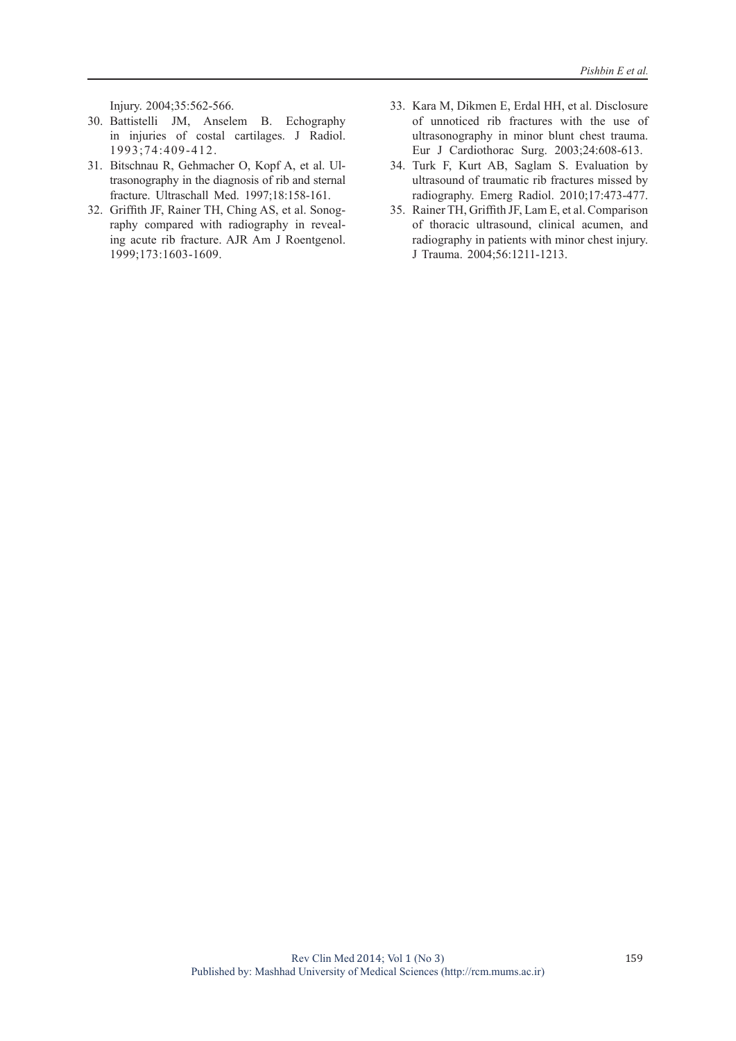Injury. 2004;35:562-566.

30. Battistelli JM, Anselem B. Echography in injuries of costal cartilages. J Radiol. 1993;74:409-412.
31. Bitschnau R, Gehmacher O, Kopf A, et al. Ultrasonography in the diagnosis of rib and sternal fracture. Ultraschall Med. 1997;18:158-161.
32. Griffith JF, Rainer TH, Ching AS, et al. Sonography compared with radiography in revealing acute rib fracture. AJR Am J Roentgenol. 1999;173:1603-1609.
33. Kara M, Dikmen E, Erdal HH, et al. Disclosure of unnoticed rib fractures with the use of ultrasonography in minor blunt chest trauma. Eur J Cardiothorac Surg. 2003;24:608-613.
34. Turk F, Kurt AB, Saglam S. Evaluation by ultrasound of traumatic rib fractures missed by radiography. Emerg Radiol. 2010;17:473-477.
35. Rainer TH, Griffith JF, Lam E, et al. Comparison of thoracic ultrasound, clinical acumen, and radiography in patients with minor chest injury. J Trauma. 2004;56:1211-1213.